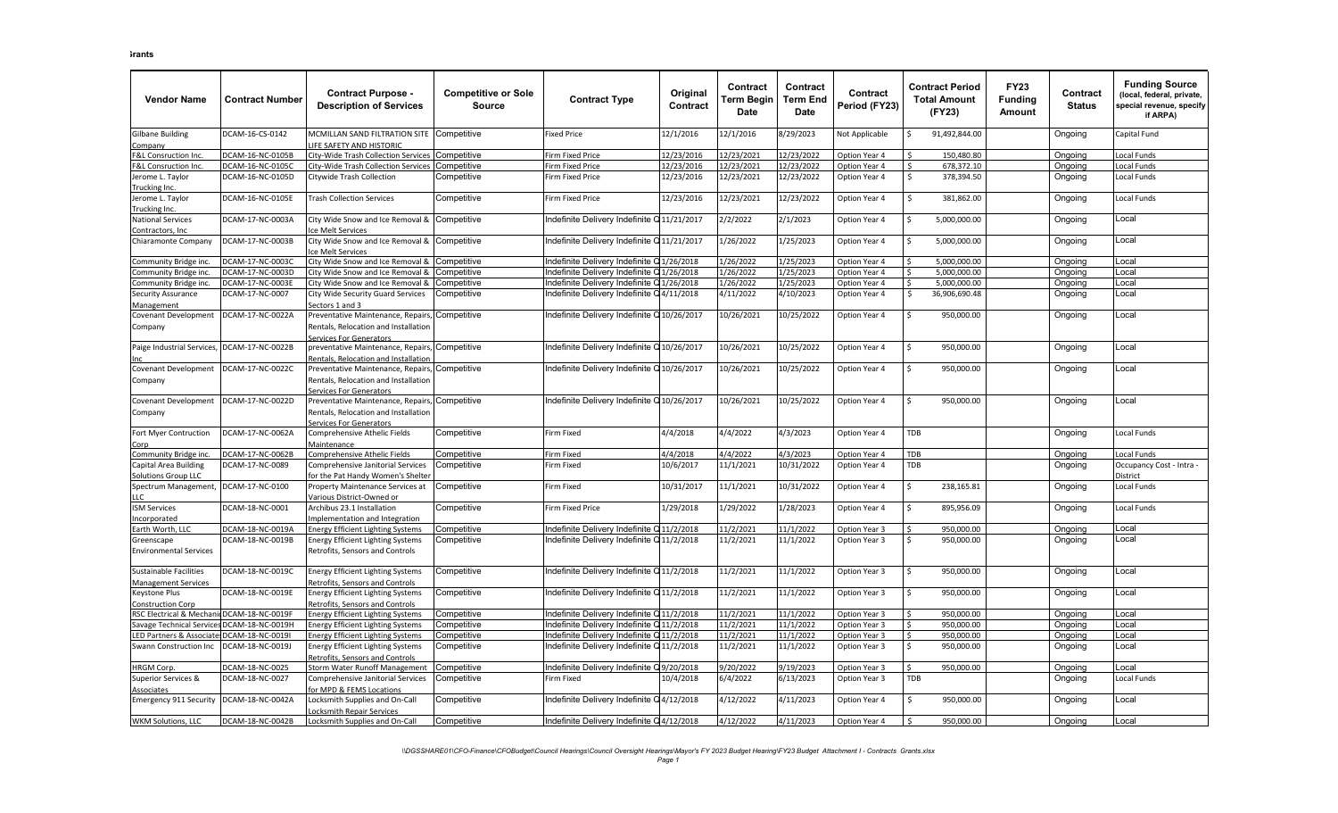| Vendor Name | Contract Number | Contract Purpose - Description of Services | Competitive or Sole Source | Contract Type | Original Contract | Contract Term Begin Date | Contract Term End Date | Contract Period (FY23) | Contract Period Total Amount (FY23) | FY23 Funding Amount | Contract Status | Funding Source (local, federal, private, special revenue, specify if ARPA) |
|---|---|---|---|---|---|---|---|---|---|---|---|---|
| Gilbane Building Company | DCAM-16-CS-0142 | MCMILLAN SAND FILTRATION SITE LIFE SAFETY AND HISTORIC | Competitive | Fixed Price | 12/1/2016 | 12/1/2016 | 8/29/2023 | Not Applicable | $ 91,492,844.00 | | Ongoing | Capital Fund |
| F&L Consruction Inc. | DCAM-16-NC-0105B | City-Wide Trash Collection Services | Competitive | Firm Fixed Price | 12/23/2016 | 12/23/2021 | 12/23/2022 | Option Year 4 | $ 150,480.80 | | Ongoing | Local Funds |
| F&L Consruction Inc. | DCAM-16-NC-0105C | City-Wide Trash Collection Services | Competitive | Firm Fixed Price | 12/23/2016 | 12/23/2021 | 12/23/2022 | Option Year 4 | $ 678,372.10 | | Ongoing | Local Funds |
| Jerome L. Taylor Trucking Inc. | DCAM-16-NC-0105D | Citywide Trash Collection | Competitive | Firm Fixed Price | 12/23/2016 | 12/23/2021 | 12/23/2022 | Option Year 4 | $ 378,394.50 | | Ongoing | Local Funds |
| Jerome L. Taylor Trucking Inc. | DCAM-16-NC-0105E | Trash Collection Services | Competitive | Firm Fixed Price | 12/23/2016 | 12/23/2021 | 12/23/2022 | Option Year 4 | $ 381,862.00 | | Ongoing | Local Funds |
| National Services Contractors, Inc | DCAM-17-NC-0003A | City Wide Snow and Ice Removal & Ice Melt Services | Competitive | Indefinite Delivery Indefinite Q | 11/21/2017 | 2/2/2022 | 2/1/2023 | Option Year 4 | $ 5,000,000.00 | | Ongoing | Local |
| Chiaramonte Company | DCAM-17-NC-0003B | City Wide Snow and Ice Removal & Ice Melt Services | Competitive | Indefinite Delivery Indefinite Q | 11/21/2017 | 1/26/2022 | 1/25/2023 | Option Year 4 | $ 5,000,000.00 | | Ongoing | Local |
| Community Bridge inc. | DCAM-17-NC-0003C | City Wide Snow and Ice Removal & | Competitive | Indefinite Delivery Indefinite Q | 1/26/2018 | 1/26/2022 | 1/25/2023 | Option Year 4 | $ 5,000,000.00 | | Ongoing | Local |
| Community Bridge inc. | DCAM-17-NC-0003D | City Wide Snow and Ice Removal & | Competitive | Indefinite Delivery Indefinite Q | 1/26/2018 | 1/26/2022 | 1/25/2023 | Option Year 4 | $ 5,000,000.00 | | Ongoing | Local |
| Community Bridge inc. | DCAM-17-NC-0003E | City Wide Snow and Ice Removal & | Competitive | Indefinite Delivery Indefinite Q | 1/26/2018 | 1/26/2022 | 1/25/2023 | Option Year 4 | $ 5,000,000.00 | | Ongoing | Local |
| Security Assurance Management | DCAM-17-NC-0007 | City Wide Security Guard Services Sectors 1 and 3 | Competitive | Indefinite Delivery Indefinite Q | 4/11/2018 | 4/11/2022 | 4/10/2023 | Option Year 4 | $ 36,906,690.48 | | Ongoing | Local |
| Covenant Development Company | DCAM-17-NC-0022A | Preventative Maintenance, Repairs, Rentals, Relocation and Installation Services For Generators | Competitive | Indefinite Delivery Indefinite Q | 10/26/2017 | 10/26/2021 | 10/25/2022 | Option Year 4 | $ 950,000.00 | | Ongoing | Local |
| Paige Industrial Services, Inc | DCAM-17-NC-0022B | preventative Maintenance, Repairs, Rentals, Relocation and Installation | Competitive | Indefinite Delivery Indefinite Q | 10/26/2017 | 10/26/2021 | 10/25/2022 | Option Year 4 | $ 950,000.00 | | Ongoing | Local |
| Covenant Development Company | DCAM-17-NC-0022C | Preventative Maintenance, Repairs, Rentals, Relocation and Installation Services For Generators | Competitive | Indefinite Delivery Indefinite Q | 10/26/2017 | 10/26/2021 | 10/25/2022 | Option Year 4 | $ 950,000.00 | | Ongoing | Local |
| Covenant Development Company | DCAM-17-NC-0022D | Preventative Maintenance, Repairs, Rentals, Relocation and Installation Services For Generators | Competitive | Indefinite Delivery Indefinite Q | 10/26/2017 | 10/26/2021 | 10/25/2022 | Option Year 4 | $ 950,000.00 | | Ongoing | Local |
| Fort Myer Contruction Corp | DCAM-17-NC-0062A | Comprehensive Athelic Fields Maintenance | Competitive | Firm Fixed | 4/4/2018 | 4/4/2022 | 4/3/2023 | Option Year 4 | TDB | | Ongoing | Local Funds |
| Community Bridge inc. | DCAM-17-NC-0062B | Comprehensive Athelic Fields | Competitive | Firm Fixed | 4/4/2018 | 4/4/2022 | 4/3/2023 | Option Year 4 | TDB | | Ongoing | Local Funds |
| Capital Area Building Solutions Group LLC | DCAM-17-NC-0089 | Comprehensive Janitorial Services for the Pat Handy Women's Shelter | Competitive | Firm Fixed | 10/6/2017 | 11/1/2021 | 10/31/2022 | Option Year 4 | TDB | | Ongoing | Occupancy Cost - Intra - District |
| Spectrum Management, LLC | DCAM-17-NC-0100 | Property Maintenance Services at Various District-Owned or | Competitive | Firm Fixed | 10/31/2017 | 11/1/2021 | 10/31/2022 | Option Year 4 | $ 238,165.81 | | Ongoing | Local Funds |
| ISM Services Incorporated | DCAM-18-NC-0001 | Archibus 23.1 Installation Implementation and Integration | Competitive | Firm Fixed Price | 1/29/2018 | 1/29/2022 | 1/28/2023 | Option Year 4 | $ 895,956.09 | | Ongoing | Local Funds |
| Earth Worth, LLC | DCAM-18-NC-0019A | Energy Efficient Lighting Systems | Competitive | Indefinite Delivery Indefinite Q | 11/2/2018 | 11/2/2021 | 11/1/2022 | Option Year 3 | $ 950,000.00 | | Ongoing | Local |
| Greenscape Environmental Services | DCAM-18-NC-0019B | Energy Efficient Lighting Systems Retrofits, Sensors and Controls | Competitive | Indefinite Delivery Indefinite Q | 11/2/2018 | 11/2/2021 | 11/1/2022 | Option Year 3 | $ 950,000.00 | | Ongoing | Local |
| Sustainable Facilities Management Services | DCAM-18-NC-0019C | Energy Efficient Lighting Systems Retrofits, Sensors and Controls | Competitive | Indefinite Delivery Indefinite Q | 11/2/2018 | 11/2/2021 | 11/1/2022 | Option Year 3 | $ 950,000.00 | | Ongoing | Local |
| Keystone Plus Construction Corp | DCAM-18-NC-0019E | Energy Efficient Lighting Systems Retrofits, Sensors and Controls | Competitive | Indefinite Delivery Indefinite Q | 11/2/2018 | 11/2/2021 | 11/1/2022 | Option Year 3 | $ 950,000.00 | | Ongoing | Local |
| RSC Electrical & Mechani | DCAM-18-NC-0019F | Energy Efficient Lighting Systems | Competitive | Indefinite Delivery Indefinite Q | 11/2/2018 | 11/2/2021 | 11/1/2022 | Option Year 3 | $ 950,000.00 | | Ongoing | Local |
| Savage Technical Services | DCAM-18-NC-0019H | Energy Efficient Lighting Systems | Competitive | Indefinite Delivery Indefinite Q | 11/2/2018 | 11/2/2021 | 11/1/2022 | Option Year 3 | $ 950,000.00 | | Ongoing | Local |
| LED Partners & Associate | DCAM-18-NC-0019I | Energy Efficient Lighting Systems | Competitive | Indefinite Delivery Indefinite Q | 11/2/2018 | 11/2/2021 | 11/1/2022 | Option Year 3 | $ 950,000.00 | | Ongoing | Local |
| Swann Construction Inc | DCAM-18-NC-0019J | Energy Efficient Lighting Systems Retrofits, Sensors and Controls | Competitive | Indefinite Delivery Indefinite Q | 11/2/2018 | 11/2/2021 | 11/1/2022 | Option Year 3 | $ 950,000.00 | | Ongoing | Local |
| HRGM Corp. | DCAM-18-NC-0025 | Storm Water Runoff Management | Competitive | Indefinite Delivery Indefinite Q | 9/20/2018 | 9/20/2022 | 9/19/2023 | Option Year 3 | $ 950,000.00 | | Ongoing | Local |
| Superior Services & Associates | DCAM-18-NC-0027 | Comprehensive Janitorial Services for MPD & FEMS Locations | Competitive | Firm Fixed | 10/4/2018 | 6/4/2022 | 6/13/2023 | Option Year 3 | TDB | | Ongoing | Local Funds |
| Emergency 911 Security | DCAM-18-NC-0042A | Locksmith Supplies and On-Call Locksmith Repair Services | Competitive | Indefinite Delivery Indefinite Q | 4/12/2018 | 4/12/2022 | 4/11/2023 | Option Year 4 | $ 950,000.00 | | Ongoing | Local |
| WKM Solutions, LLC | DCAM-18-NC-0042B | Locksmith Supplies and On-Call | Competitive | Indefinite Delivery Indefinite Q | 4/12/2018 | 4/12/2022 | 4/11/2023 | Option Year 4 | $ 950,000.00 | | Ongoing | Local |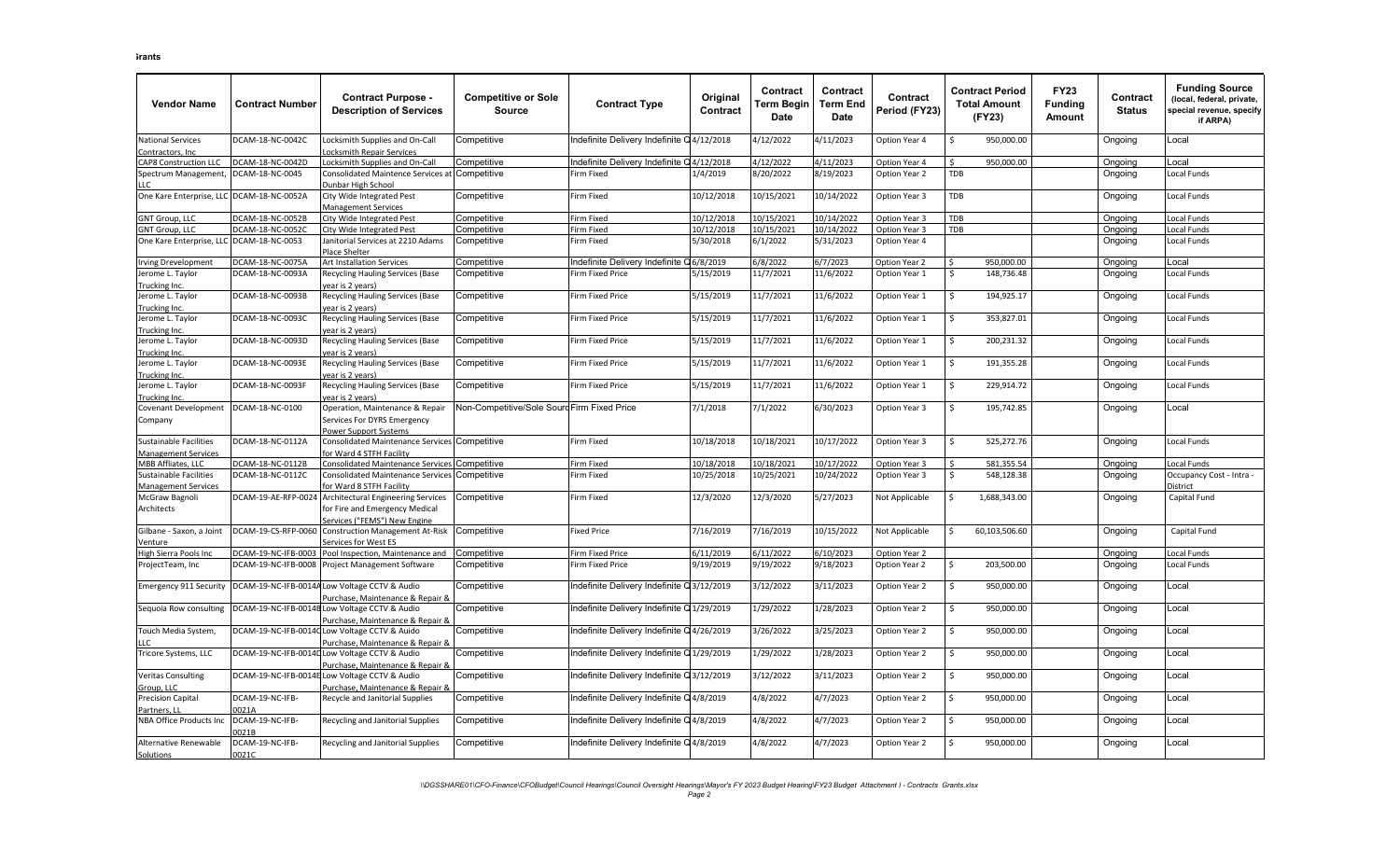| Vendor Name | Contract Number | Contract Purpose - Description of Services | Competitive or Sole Source | Contract Type | Original Contract | Contract Term Begin Date | Contract Term End Date | Contract Period (FY23) | Contract Period Total Amount (FY23) | FY23 Funding Amount | Contract Status | Funding Source (local, federal, private, special revenue, specify if ARPA) |
|---|---|---|---|---|---|---|---|---|---|---|---|---|
| National Services Contractors, Inc | DCAM-18-NC-0042C | Locksmith Supplies and On-Call Locksmith Repair Services | Competitive | Indefinite Delivery Indefinite Q | 4/12/2018 | 4/12/2022 | 4/11/2023 | Option Year 4 | $ 950,000.00 | | Ongoing | Local |
| CAP8 Construction LLC | DCAM-18-NC-0042D | Locksmith Supplies and On-Call | Competitive | Indefinite Delivery Indefinite Q | 4/12/2018 | 4/12/2022 | 4/11/2023 | Option Year 4 | $ 950,000.00 | | Ongoing | Local |
| Spectrum Management, LLC | DCAM-18-NC-0045 | Consolidated Maintence Services at Dunbar High School | Competitive | Firm Fixed | 1/4/2019 | 8/20/2022 | 8/19/2023 | Option Year 2 | TDB | | Ongoing | Local Funds |
| One Kare Enterprise, LLC | DCAM-18-NC-0052A | City Wide Integrated Pest Management Services | Competitive | Firm Fixed | 10/12/2018 | 10/15/2021 | 10/14/2022 | Option Year 3 | TDB | | Ongoing | Local Funds |
| GNT Group, LLC | DCAM-18-NC-0052B | City Wide Integrated Pest | Competitive | Firm Fixed | 10/12/2018 | 10/15/2021 | 10/14/2022 | Option Year 3 | TDB | | Ongoing | Local Funds |
| GNT Group, LLC | DCAM-18-NC-0052C | City Wide Integrated Pest | Competitive | Firm Fixed | 10/12/2018 | 10/15/2021 | 10/14/2022 | Option Year 3 | TDB | | Ongoing | Local Funds |
| One Kare Enterprise, LLC | DCAM-18-NC-0053 | Janitorial Services at 2210 Adams Place Shelter | Competitive | Firm Fixed | 5/30/2018 | 6/1/2022 | 5/31/2023 | Option Year 4 | | | Ongoing | Local Funds |
| Irving Drevelopment | DCAM-18-NC-0075A | Art Installation Services | Competitive | Indefinite Delivery Indefinite Q | 6/8/2019 | 6/8/2022 | 6/7/2023 | Option Year 2 | $ 950,000.00 | | Ongoing | Local |
| Jerome L. Taylor Trucking Inc. | DCAM-18-NC-0093A | Recycling Hauling Services (Base year is 2 years) | Competitive | Firm Fixed Price | 5/15/2019 | 11/7/2021 | 11/6/2022 | Option Year 1 | $ 148,736.48 | | Ongoing | Local Funds |
| Jerome L. Taylor Trucking Inc. | DCAM-18-NC-0093B | Recycling Hauling Services (Base year is 2 years) | Competitive | Firm Fixed Price | 5/15/2019 | 11/7/2021 | 11/6/2022 | Option Year 1 | $ 194,925.17 | | Ongoing | Local Funds |
| Jerome L. Taylor Trucking Inc. | DCAM-18-NC-0093C | Recycling Hauling Services (Base year is 2 years) | Competitive | Firm Fixed Price | 5/15/2019 | 11/7/2021 | 11/6/2022 | Option Year 1 | $ 353,827.01 | | Ongoing | Local Funds |
| Jerome L. Taylor Trucking Inc. | DCAM-18-NC-0093D | Recycling Hauling Services (Base year is 2 years) | Competitive | Firm Fixed Price | 5/15/2019 | 11/7/2021 | 11/6/2022 | Option Year 1 | $ 200,231.32 | | Ongoing | Local Funds |
| Jerome L. Taylor Trucking Inc. | DCAM-18-NC-0093E | Recycling Hauling Services (Base year is 2 years) | Competitive | Firm Fixed Price | 5/15/2019 | 11/7/2021 | 11/6/2022 | Option Year 1 | $ 191,355.28 | | Ongoing | Local Funds |
| Jerome L. Taylor Trucking Inc. | DCAM-18-NC-0093F | Recycling Hauling Services (Base year is 2 years) | Competitive | Firm Fixed Price | 5/15/2019 | 11/7/2021 | 11/6/2022 | Option Year 1 | $ 229,914.72 | | Ongoing | Local Funds |
| Covenant Development Company | DCAM-18-NC-0100 | Operation, Maintenance & Repair Services For DYRS Emergency Power Support Systems | Non-Competitive/Sole Sourc | Firm Fixed Price | 7/1/2018 | 7/1/2022 | 6/30/2023 | Option Year 3 | $ 195,742.85 | | Ongoing | Local |
| Sustainable Facilities Management Services | DCAM-18-NC-0112A | Consolidated Maintenance Services for Ward 4 STFH Facility | Competitive | Firm Fixed | 10/18/2018 | 10/18/2021 | 10/17/2022 | Option Year 3 | $ 525,272.76 | | Ongoing | Local Funds |
| MBB Affliates, LLC | DCAM-18-NC-0112B | Consolidated Maintenance Services | Competitive | Firm Fixed | 10/18/2018 | 10/18/2021 | 10/17/2022 | Option Year 3 | $ 581,355.54 | | Ongoing | Local Funds |
| Sustainable Facilities Management Services | DCAM-18-NC-0112C | Consolidated Maintenance Services for Ward 8 STFH Facility | Competitive | Firm Fixed | 10/25/2018 | 10/25/2021 | 10/24/2022 | Option Year 3 | $ 548,128.38 | | Ongoing | Occupancy Cost - Intra - District |
| McGraw Bagnoli Architects | DCAM-19-AE-RFP-0024 | Architectural Engineering Services for Fire and Emergency Medical Services ("FEMS") New Engine | Competitive | Firm Fixed | 12/3/2020 | 12/3/2020 | 5/27/2023 | Not Applicable | $ 1,688,343.00 | | Ongoing | Capital Fund |
| Gilbane - Saxon, a Joint Venture | DCAM-19-CS-RFP-0060 | Construction Management At-Risk Services for West ES | Competitive | Fixed Price | 7/16/2019 | 7/16/2019 | 10/15/2022 | Not Applicable | $ 60,103,506.60 | | Ongoing | Capital Fund |
| High Sierra Pools Inc | DCAM-19-NC-IFB-0003 | Pool Inspection, Maintenance and | Competitive | Firm Fixed Price | 6/11/2019 | 6/11/2022 | 6/10/2023 | Option Year 2 | | | Ongoing | Local Funds |
| ProjectTeam, Inc | DCAM-19-NC-IFB-0008 | Project Management Software | Competitive | Firm Fixed Price | 9/19/2019 | 9/19/2022 | 9/18/2023 | Option Year 2 | $ 203,500.00 | | Ongoing | Local Funds |
| Emergency 911 Security | DCAM-19-NC-IFB-0014A | Low Voltage CCTV & Audio Purchase, Maintenance & Repair & | Competitive | Indefinite Delivery Indefinite Q | 3/12/2019 | 3/12/2022 | 3/11/2023 | Option Year 2 | $ 950,000.00 | | Ongoing | Local |
| Sequoia Row consulting | DCAM-19-NC-IFB-0014B | Low Voltage CCTV & Audio Purchase, Maintenance & Repair & | Competitive | Indefinite Delivery Indefinite Q | 1/29/2019 | 1/29/2022 | 1/28/2023 | Option Year 2 | $ 950,000.00 | | Ongoing | Local |
| Touch Media System, LLC | DCAM-19-NC-IFB-0014C | Low Voltage CCTV & Auido Purchase, Maintenance & Repair & | Competitive | Indefinite Delivery Indefinite Q | 4/26/2019 | 3/26/2022 | 3/25/2023 | Option Year 2 | $ 950,000.00 | | Ongoing | Local |
| Tricore Systems, LLC | DCAM-19-NC-IFB-0014D | Low Voltage CCTV & Audio Purchase, Maintenance & Repair & | Competitive | Indefinite Delivery Indefinite Q | 1/29/2019 | 1/29/2022 | 1/28/2023 | Option Year 2 | $ 950,000.00 | | Ongoing | Local |
| Veritas Consulting Group, LLC | DCAM-19-NC-IFB-0014E | Low Voltage CCTV & Audio Purchase, Maintenance & Repair & | Competitive | Indefinite Delivery Indefinite Q | 3/12/2019 | 3/12/2022 | 3/11/2023 | Option Year 2 | $ 950,000.00 | | Ongoing | Local |
| Precision Capital Partners, LL | DCAM-19-NC-IFB-0021A | Recycle and Janitorial Supplies | Competitive | Indefinite Delivery Indefinite Q | 4/8/2019 | 4/8/2022 | 4/7/2023 | Option Year 2 | $ 950,000.00 | | Ongoing | Local |
| NBA Office Products Inc | DCAM-19-NC-IFB-0021B | Recycling and Janitorial Supplies | Competitive | Indefinite Delivery Indefinite Q | 4/8/2019 | 4/8/2022 | 4/7/2023 | Option Year 2 | $ 950,000.00 | | Ongoing | Local |
| Alternative Renewable Solutions | DCAM-19-NC-IFB-0021C | Recycling and Janitorial Supplies | Competitive | Indefinite Delivery Indefinite Q | 4/8/2019 | 4/8/2022 | 4/7/2023 | Option Year 2 | $ 950,000.00 | | Ongoing | Local |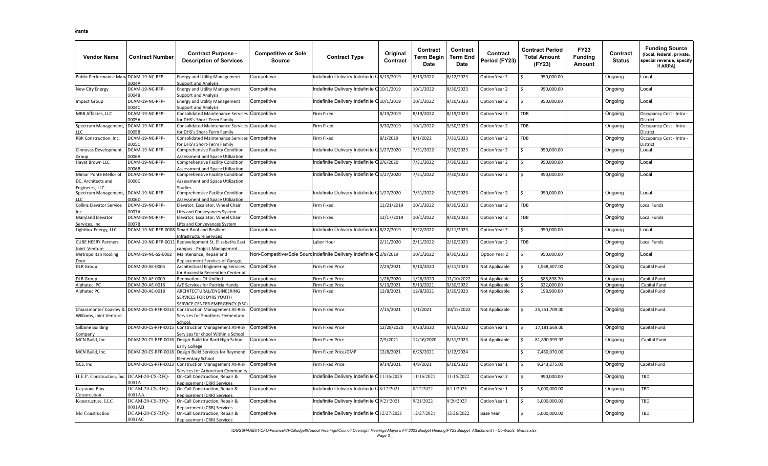| Vendor Name | Contract Number | Contract Purpose - Description of Services | Competitive or Sole Source | Contract Type | Original Contract | Contract Term Begin Date | Contract Term End Date | Contract Period (FY23) | Contract Period Total Amount (FY23) | FY23 Funding Amount | Contract Status | Funding Source (local, federal, private, special revenue, specify if ARPA) |
|---|---|---|---|---|---|---|---|---|---|---|---|---|
| Public Performance Mana | DCAM-19-NC-RFP-0004A | Energy and Utility Management Support and Analysis | Competitive | Indefinite Delivery Indefinite Q | 8/13/2019 | 8/13/2022 | 8/12/2023 | Option Year 2 | $ 950,000.00 | | Ongoing | Local |
| New City Energy | DCAM-19-NC-RFP-0004B | Energy and Utility Management Support and Analysis | Competitive | Indefinite Delivery Indefinite Q | 10/1/2019 | 10/1/2022 | 9/30/2023 | Option Year 2 | $ 950,000.00 | | Ongoing | Local |
| Impact Group | DCAM-19-NC-RFP-0004C | Energy and Utility Management Support and Analysis | Competitive | Indefinite Delivery Indefinite Q | 10/1/2019 | 10/1/2022 | 9/30/2023 | Option Year 2 | $ 950,000.00 | | Ongoing | Local |
| MBB Affliates, LLC | DCAM-19-NC-RFP-0005A | Consolidated Maintenance Services for DHS's Short-Term Family | Competitive | Firm Fixed | 8/19/2019 | 8/19/2022 | 8/19/2023 | Option Year 2 | TDB | | Ongoing | Occupancy Cost - Intra - District |
| Spectrum Management, LLC | DCAM-19-NC-RFP-0005B | Consolidated Maintenance Services for DHS's Short-Term Family | Competitive | Firm Fixed | 9/30/2019 | 10/1/2022 | 9/30/2023 | Option Year 2 | TDB | | Ongoing | Occupancy Cost - Intra - District |
| RBK Construction, Inc. | DCAM-19-NC-RFP-0005C | Consolidated Maintenance Services for DHS's Short-Term Family | Competitive | Firm Fixed | 8/1/2019 | 8/1/2022 | 7/31/2023 | Option Year 2 | TDB | | Ongoing | Occupancy Cost - Intra - District |
| Cinnovas Development Group | DCAM-19-NC-RFP-0006A | Comprehensive Facility Condition Assessment and Space Utilization | Competitive | Indefinite Delivery Indefinite Q | 1/27/2020 | 7/31/2022 | 7/30/2023 | Option Year 2 | $ 950,000.00 | | Ongoing | Local |
| Hayat Brown LLC | DCAM-19-NC-RFP-0006B | Comprehensive Facility Condition Assessment and Space Utilization | Competitive | Indefinite Delivery Indefinite Q | 2/6/2020 | 7/31/2022 | 7/30/2023 | Option Year 2 | $ 950,000.00 | | Ongoing | Local |
| Mimar Ponte Mellor of DC, Architects and Engineers, LLC | DCAM-19-NC-RFP-0006C | Comprehensive Facility Condition Assessment and Space Utilization Studies | Competitive | Indefinite Delivery Indefinite Q | 1/27/2020 | 7/31/2022 | 7/30/2023 | Option Year 2 | $ 950,000.00 | | Ongoing | Local |
| Spectrum Management, LLC | DCAM-19-NC-RFP-0006D | Comprehensive Facility Condition Assessment and Space Utilization | Competitive | Indefinite Delivery Indefinite Q | 1/27/2020 | 7/31/2022 | 7/30/2023 | Option Year 2 | $ 950,000.00 | | Ongoing | Local |
| Collins Elevator Service Inc | DCAM-19-NC-RFP-0007A | Elevator, Escalator, Wheel Chair Lifts and Conveyances System | Competitive | Firm Fixed | 11/21/2019 | 10/1/2022 | 9/30/2023 | Option Year 2 | TDB | | Ongoing | Local Funds |
| Maryland Elevator Services, Inc | DCAM-19-NC-RFP-0007B | Elevator, Escalator, Wheel Chair Lifts and Conveyances System | Competitive | Firm Fixed | 12/17/2019 | 10/1/2022 | 9/30/2023 | Option Year 2 | TDB | | Ongoing | Local Funds |
| Lightbox Energy, LLC | DCAM-19-NC-RFP-0008 | Smart Roof and Resilient Infrastructure Services | Competitive | Indefinite Delivery Indefinite Q | 8/22/2019 | 8/22/2022 | 8/21/2023 | Option Year 2 | $ 950,000.00 | | Ongoing | Local |
| CUBE HEERY Partners Joint Venture | DCAM-19-NC-RFP-0011 | Redevelopment St. Elizabeths East campus - Project Managemrnt | Competitive | Labor Hour | 2/11/2020 | 2/11/2022 | 2/10/2023 | Option Year 2 | TDB | | Ongoing | Local Funds |
| Metropolitan Rooling Door | DCAM-19-NC-SS-0002 | Maintenance, Repair and Replacement Services of Garage, | Non-Competitive/Sole Source | Indefinite Delivery Indefinite Q | 2/8/2019 | 10/1/2022 | 9/30/2023 | Option Year 2 | $ 950,000.00 | | Ongoing | Local |
| DLR Group | DCAM-20-AE-0005 | Architectural Engineering Services for Anacostia Recreation Center at | Competitive | Firm Fixed Price | 7/29/2021 | 9/10/2020 | 3/31/2023 | Not Applicable | $ 1,568,807.00 | | Ongoing | Capital Fund |
| DLR Group | DCAM-20-AE-0009 | Renovations Of Unified | Competitive | Firm Fixed Price | 1/26/2020 | 1/26/2020 | 11/10/2022 | Not Applicable | $ 588,898.70 | | Ongoing | Capital Fund |
| Alphatec, PC | DCAM-20-AE-0016 | A/E Services for Patricia Handy | Competitive | Firm Fixed Price | 5/13/2021 | 5/13/2021 | 9/30/2022 | Not Applicable | $ 322,000.00 | | Ongoing | Capital Fund |
| Alphatec PC | DCAM-20-AE-0018 | ARCHITECTURAL/ENGINEERING SERVICES FOR DYRS YOUTH SERVICE CENTER EMERGENCY (YSC) | Competitive | Firm Fixed | 12/8/2021 | 12/8/2021 | 3/20/2023 | Not Applicable | $ 198,900.00 | | Ongoing | Capital Fund |
| Chiaramonte/ Coakley & Williams, Joint Venture. | DCAM-20-CS-RFP-0014 | Construction Management At-Risk Services for Smothers Elementary School. | Competitive | Firm Fixed Price | 7/15/2021 | 1/1/2021 | 10/15/2022 | Not Applicable | $ 25,351,709.00 | | Ongoing | Capital Fund |
| Gilbane Building Company | DCAM-20-CS-RFP-0015 | Construction Management At-Risk Services for chool Within a School | Competitive | Firm Fixed Price | 12/28/2020 | 9/23/2020 | 9/15/2022 | Option Year 1 | $ 17,181,669.00 | | Ongoing | Capital Fund |
| MCN Build, Inc. | DCAM-20-CS-RFP-0016 | Design-Build for Bard High School Early College | Competitive | Firm Fixed Price | 7/9/2021 | 12/16/2020 | 8/31/2023 | Not Applicable | $ 81,890,593.92 | | Ongoing | Capital Fund |
| MCN Build, Inc. | DCAM-20-CS-RFP-0018 | Design Build Services for Raymond Elementary School | Competitive | Firm Fixed Price/GMP | 12/8/2021 | 6/25/2021 | 1/12/2024 | | $ 7,460,070.00 | | Ongoing | |
| GCS, Inc | DCAM-20-CS-RFP-0023 | Construction Management At-Risk Services for Arboretum Community | Competitive | Firm Fixed Price | 9/14/2021 | 4/8/2021 | 6/16/2022 | Option Year 1 | $ 9,243,275.00 | | Ongoing | Capital Fund |
| H.E.P. Construction, Inc. | DCAM-20-CS-RFQ-0001A | On-Call Construction, Repair & Replacement (CRR) Services | Competitive | Indefinite Delivery Indefinite Q | 11/16/2020 | 11/16/2021 | 11/15/2022 | Option Year 2 | $ 990,000.00 | | Ongoing | TBD |
| Keystone Plus Construction | DCAM-20-CS-RFQ-0001AA | On-Call Construction, Repair & Replacement (CRR) Services | Competitive | Indefinite Delivery Indefinite Q | 8/12/2021 | 8/12/2022 | 8/11/2023 | Option Year 1 | $ 5,000,000.00 | | Ongoing | TBD |
| Konstructure, LLC | DCAM-20-CS-RFQ-0001AB | On-Call Construction, Repair & Replacement (CRR) Services | Competitive | Indefinite Delivery Indefinite Q | 9/21/2021 | 9/21/2022 | 9/20/2023 | Option Year 1 | $ 5,000,000.00 | | Ongoing | TBD |
| Mo Construction | DCAM-20-CS-RFQ-0001AC | On-Call Construction, Repair & Replacement (CRR) Services | Competitive | Indefinite Delivery Indefinite Q | 12/27/2021 | 12/27/2021 | 12/26/2022 | Base Year | $ 5,000,000.00 | | Ongoing | TBD |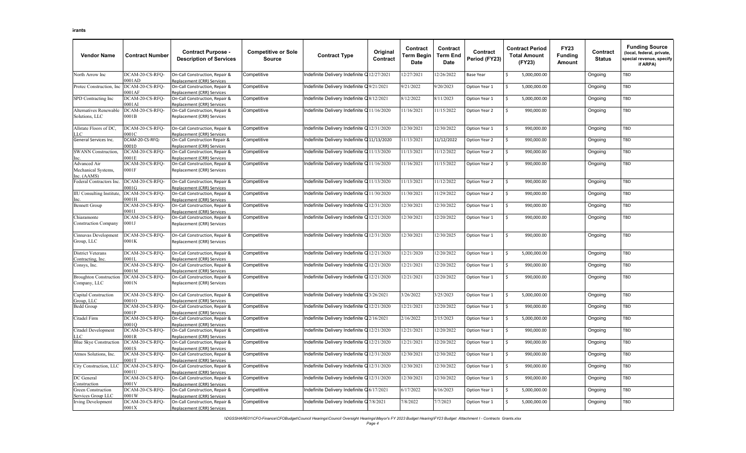| Vendor Name | Contract Number | Contract Purpose - Description of Services | Competitive or Sole Source | Contract Type | Original Contract | Contract Term Begin Date | Contract Term End Date | Contract Period (FY23) | Contract Period Total Amount (FY23) | FY23 Funding Amount | Contract Status | Funding Source (local, federal, private, special revenue, specify if ARPA) |
|---|---|---|---|---|---|---|---|---|---|---|---|---|
| North Arrow Inc | DCAM-20-CS-RFQ-0001AD | On-Call Construction, Repair & Replacement (CRR) Services | Competitive | Indefinite Delivery Indefinite Q | 12/27/2021 | 12/27/2021 | 12/26/2022 | Base Year | $ 5,000,000.00 | | Ongoing | TBD |
| Protec Construction, Inc | DCAM-20-CS-RFQ-0001AF | On-Call Construction, Repair & Replacement (CRR) Services | Competitive | Indefinite Delivery Indefinite Q | 9/21/2021 | 9/21/2022 | 9/20/2023 | Option Year 1 | $ 5,000,000.00 | | Ongoing | TBD |
| SPD Contracting Inc | DCAM-20-CS-RFQ-0001AI | On-Call Construction, Repair & Replacement (CRR) Services | Competitive | Indefinite Delivery Indefinite Q | 8/12/2021 | 8/12/2022 | 8/11/2023 | Option Year 1 | $ 5,000,000.00 | | Ongoing | TBD |
| Alternatives Renewable Solutions, LLC | DCAM-20-CS-RFQ-0001B | On-Call Construction, Repair & Replacement (CRR) Services | Competitive | Indefinite Delivery Indefinite Q | 11/16/2020 | 11/16/2021 | 11/15/2022 | Option Year 2 | $ 990,000.00 | | Ongoing | TBD |
| Allstate Floors of DC, LLC | DCAM-20-CS-RFQ-0001C | On-Call Construction, Repair & Replacement (CRR) Services | Competitive | Indefinite Delivery Indefinite Q | 12/31/2020 | 12/30/2021 | 12/30/2022 | Option Year 1 | $ 990,000.00 | | Ongoing | TBD |
| General Services Inc. | DCAM-20-CS-RFQ-0001D | On-Call Construction Repair & Replacement (CRR) Services | Competitive | Indefinite Delivery Indefinite Q | 11/13/2020 | 11/13/2021 | 11/12/2022 | Option Year 2 | $ 990,000.00 | | Ongoing | TBD |
| SWANN Construction, Inc. | DCAM-20-CS-RFQ-0001E | On-Call Construction, Repair & Replacement (CRR) Services | Competitive | Indefinite Delivery Indefinite Q | 11/13/2020 | 11/13/2021 | 11/12/2022 | Option Year 2 | $ 990,000.00 | | Ongoing | TBD |
| Advanced Air Mechanical Systems, Inc. (AAMS) | DCAM-20-CS-RFQ-0001F | On-Call Construction, Repair & Replacement (CRR) Services | Competitive | Indefinite Delivery Indefinite Q | 11/16/2020 | 11/16/2021 | 11/15/2022 | Option Year 2 | $ 990,000.00 | | Ongoing | TBD |
| Federal Contractors Inc. | DCAM-20-CS-RFQ-0001G | On-Call Construction, Repair & Replacement (CRR) Services | Competitive | Indefinite Delivery Indefinite Q | 11/13/2020 | 11/13/2021 | 11/12/2022 | Option Year 2 | $ 990,000.00 | | Ongoing | TBD |
| IIU Consulting Institute, Inc. | DCAM-20-CS-RFQ-0001H | On-Call Construction, Repair & Replacement (CRR) Services | Competitive | Indefinite Delivery Indefinite Q | 11/30/2020 | 11/30/2021 | 11/29/2022 | Option Year 2 | $ 990,000.00 | | Ongoing | TBD |
| Bennett Group | DCAM-20-CS-RFQ-0001I | On-Call Construction, Repair & Replacement (CRR) Services | Competitive | Indefinite Delivery Indefinite Q | 12/31/2020 | 12/30/2021 | 12/30/2022 | Option Year 1 | $ 990,000.00 | | Ongoing | TBD |
| Chiaramonte Construction Company | DCAM-20-CS-RFQ-0001J | On-Call Construction, Repair & Replacement (CRR) Services | Competitive | Indefinite Delivery Indefinite Q | 12/21/2020 | 12/30/2021 | 12/20/2022 | Option Year 1 | $ 990,000.00 | | Ongoing | TBD |
| Cinnavas Development Group, LLC | DCAM-20-CS-RFQ-0001K | On-Call Construction, Repair & Replacement (CRR) Services | Competitive | Indefinite Delivery Indefinite Q | 12/31/2020 | 12/30/2021 | 12/30/2025 | Option Year 1 | $ 990,000.00 | | Ongoing | TBD |
| District Veterans Contracting, Inc. | DCAM-20-CS-RFQ-0001L | On-Call Construction, Repair & Replacement (CRR) Services | Competitive | Indefinite Delivery Indefinite Q | 12/21/2020 | 12/21/2020 | 12/20/2022 | Option Year 1 | $ 5,000,000.00 | | Ongoing | TBD |
| Consys, Inc. | DCAM-20-CS-RFQ-0001M | On-Call Construction, Repair & Replacement (CRR) Services | Competitive | Indefinite Delivery Indefinite Q | 12/21/2020 | 12/21/2021 | 12/20/2022 | Option Year 1 | $ 990,000.00 | | Ongoing | TBD |
| Broughton Construction Company, LLC | DCAM-20-CS-RFQ-0001N | On-Call Construction, Repair & Replacement (CRR) Services | Competitive | Indefinite Delivery Indefinite Q | 12/21/2020 | 12/21/2021 | 12/20/2022 | Option Year 1 | $ 990,000.00 | | Ongoing | TBD |
| Capital Construction Group, LLC | DCAM-20-CS-RFQ-0001O | On-Call Construction, Repair & Replacement (CRR) Services | Competitive | Indefinite Delivery Indefinite Q | 3/26/2021 | 3/26/2022 | 3/25/2023 | Option Year 1 | $ 5,000,000.00 | | Ongoing | TBD |
| Bedd Group | DCAM-20-CS-RFQ-0001P | On-Call Construction, Repair & Replacement (CRR) Services | Competitive | Indefinite Delivery Indefinite Q | 12/21/2020 | 12/21/2021 | 12/20/2022 | Option Year 1 | $ 990,000.00 | | Ongoing | TBD |
| Citadel Firm | DCAM-20-CS-RFQ-0001Q | On-Call Construction, Repair & Replacement (CRR) Services | Competitive | Indefinite Delivery Indefinite Q | 2/16/2021 | 2/16/2022 | 2/15/2023 | Option Year 1 | $ 5,000,000.00 | | Ongoing | TBD |
| Citadel Development LLC | DCAM-20-CS-RFQ-0001R | On-Call Construction, Repair & Replacement (CRR) Services | Competitive | Indefinite Delivery Indefinite Q | 12/21/2020 | 12/21/2021 | 12/20/2022 | Option Year 1 | $ 990,000.00 | | Ongoing | TBD |
| Blue Skye Construction | DCAM-20-CS-RFQ-0001S | On-Call Construction, Repair & Replacement (CRR) Services | Competitive | Indefinite Delivery Indefinite Q | 12/21/2020 | 12/21/2021 | 12/20/2022 | Option Year 1 | $ 990,000.00 | | Ongoing | TBD |
| Atmos Solutions, Inc. | DCAM-20-CS-RFQ-0001T | On-Call Construction, Repair & Replacement (CRR) Services | Competitive | Indefinite Delivery Indefinite Q | 12/31/2020 | 12/30/2021 | 12/30/2022 | Option Year 1 | $ 990,000.00 | | Ongoing | TBD |
| City Construction, LLC | DCAM-20-CS-RFQ-0001U | On-Call Construction, Repair & Replacement (CRR) Services | Competitive | Indefinite Delivery Indefinite Q | 12/31/2020 | 12/30/2021 | 12/30/2022 | Option Year 1 | $ 990,000.00 | | Ongoing | TBD |
| DC General Construction | DCAM-20-CS-RFQ-0001V | On-Call Construction, Repair & Replacement (CRR) Services | Competitive | Indefinite Delivery Indefinite Q | 12/31/2020 | 12/30/2021 | 12/30/2022 | Option Year 1 | $ 990,000.00 | | Ongoing | TBD |
| Green Construction Services Group LLC | DCAM-20-CS-RFQ-0001W | On-Call Construction, Repair & Replacement (CRR) Services | Competitive | Indefinite Delivery Indefinite Q | 6/17/2021 | 6/17/2022 | 6/16/2023 | Option Year 1 | $ 5,000,000.00 | | Ongoing | TBD |
| Irving Development | DCAM-20-CS-RFQ-0001X | On-Call Construction, Repair & Replacement (CRR) Services | Competitive | Indefinite Delivery Indefinite Q | 7/8/2021 | 7/8/2022 | 7/7/2023 | Option Year 1 | $ 5,000,000.00 | | Ongoing | TBD |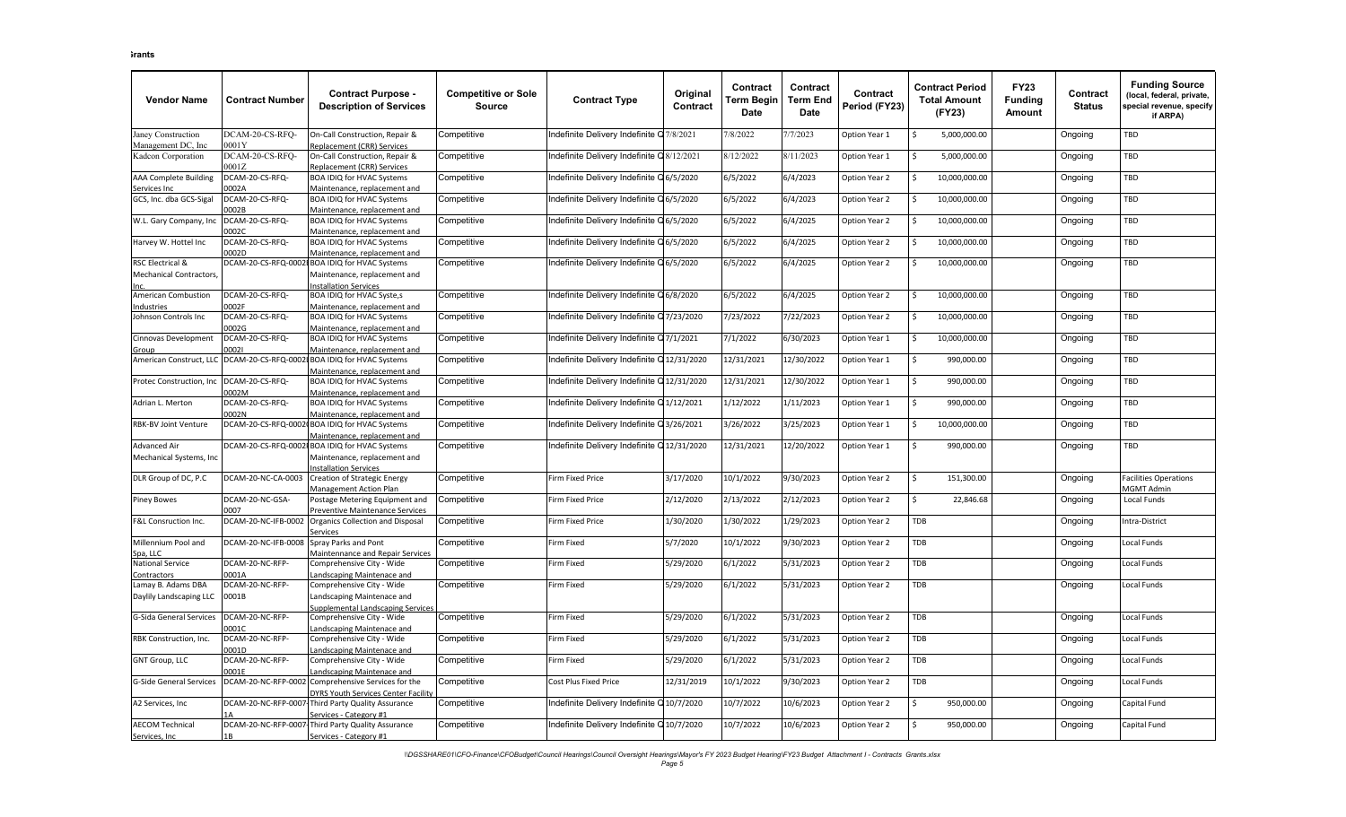| Vendor Name | Contract Number | Contract Purpose - Description of Services | Competitive or Sole Source | Contract Type | Original Contract | Contract Term Begin Date | Contract Term End Date | Contract Period (FY23) | Contract Period Total Amount (FY23) | FY23 Funding Amount | Contract Status | Funding Source (local, federal, private, special revenue, specify if ARPA) |
|---|---|---|---|---|---|---|---|---|---|---|---|---|
| Janey Construction Management DC, Inc | DCAM-20-CS-RFQ-0001Y | On-Call Construction, Repair & Replacement (CRR) Services | Competitive | Indefinite Delivery Indefinite Q | 7/8/2021 | 7/8/2022 | 7/7/2023 | Option Year 1 | $ 5,000,000.00 | | Ongoing | TBD |
| Kadcon Corporation | DCAM-20-CS-RFQ-0001Z | On-Call Construction, Repair & Replacement (CRR) Services | Competitive | Indefinite Delivery Indefinite Q | 8/12/2021 | 8/12/2022 | 8/11/2023 | Option Year 1 | $ 5,000,000.00 | | Ongoing | TBD |
| AAA Complete Building Services Inc | DCAM-20-CS-RFQ-0002A | BOA IDIQ for HVAC Systems Maintenance, replacement and | Competitive | Indefinite Delivery Indefinite Q | 6/5/2020 | 6/5/2022 | 6/4/2023 | Option Year 2 | $ 10,000,000.00 | | Ongoing | TBD |
| GCS, Inc. dba GCS-Sigal | DCAM-20-CS-RFQ-0002B | BOA IDIQ for HVAC Systems Maintenance, replacement and | Competitive | Indefinite Delivery Indefinite Q | 6/5/2020 | 6/5/2022 | 6/4/2023 | Option Year 2 | $ 10,000,000.00 | | Ongoing | TBD |
| W.L. Gary Company, Inc | DCAM-20-CS-RFQ-0002C | BOA IDIQ for HVAC Systems Maintenance, replacement and | Competitive | Indefinite Delivery Indefinite Q | 6/5/2020 | 6/5/2022 | 6/4/2025 | Option Year 2 | $ 10,000,000.00 | | Ongoing | TBD |
| Harvey W. Hottel Inc | DCAM-20-CS-RFQ-0002D | BOA IDIQ for HVAC Systems Maintenance, replacement and | Competitive | Indefinite Delivery Indefinite Q | 6/5/2020 | 6/5/2022 | 6/4/2025 | Option Year 2 | $ 10,000,000.00 | | Ongoing | TBD |
| RSC Electrical & Mechanical Contractors, Inc. | DCAM-20-CS-RFQ-0002 | BOA IDIQ for HVAC Systems Maintenance, replacement and Installation Services | Competitive | Indefinite Delivery Indefinite Q | 6/5/2020 | 6/5/2022 | 6/4/2025 | Option Year 2 | $ 10,000,000.00 | | Ongoing | TBD |
| American Combustion Industries | DCAM-20-CS-RFQ-0002F | BOA IDIQ for HVAC Syste,s Maintenance, replacement and | Competitive | Indefinite Delivery Indefinite Q | 6/8/2020 | 6/5/2022 | 6/4/2025 | Option Year 2 | $ 10,000,000.00 | | Ongoing | TBD |
| Johnson Controls Inc | DCAM-20-CS-RFQ-0002G | BOA IDIQ for HVAC Systems Maintenance, replacement and | Competitive | Indefinite Delivery Indefinite Q | 7/23/2020 | 7/23/2022 | 7/22/2023 | Option Year 2 | $ 10,000,000.00 | | Ongoing | TBD |
| Cinnovas Development Group | DCAM-20-CS-RFQ-0002I | BOA IDIQ for HVAC Systems Maintenance, replacement and | Competitive | Indefinite Delivery Indefinite Q | 7/1/2021 | 7/1/2022 | 6/30/2023 | Option Year 1 | $ 10,000,000.00 | | Ongoing | TBD |
| American Construct, LLC | DCAM-20-CS-RFQ-0002 | BOA IDIQ for HVAC Systems Maintenance, replacement and | Competitive | Indefinite Delivery Indefinite Q | 12/31/2020 | 12/31/2021 | 12/30/2022 | Option Year 1 | $ 990,000.00 | | Ongoing | TBD |
| Protec Construction, Inc | DCAM-20-CS-RFQ-0002M | BOA IDIQ for HVAC Systems Maintenance, replacement and | Competitive | Indefinite Delivery Indefinite Q | 12/31/2020 | 12/31/2021 | 12/30/2022 | Option Year 1 | $ 990,000.00 | | Ongoing | TBD |
| Adrian L. Merton | DCAM-20-CS-RFQ-0002N | BOA IDIQ for HVAC Systems Maintenance, replacement and | Competitive | Indefinite Delivery Indefinite Q | 1/12/2021 | 1/12/2022 | 1/11/2023 | Option Year 1 | $ 990,000.00 | | Ongoing | TBD |
| RBK-BV Joint Venture | DCAM-20-CS-RFQ-0002 | BOA IDIQ for HVAC Systems Maintenance, replacement and | Competitive | Indefinite Delivery Indefinite Q | 3/26/2021 | 3/26/2022 | 3/25/2023 | Option Year 1 | $ 10,000,000.00 | | Ongoing | TBD |
| Advanced Air Mechanical Systems, Inc | DCAM-20-CS-RFQ-0002 | BOA IDIQ for HVAC Systems Maintenance, replacement and Installation Services | Competitive | Indefinite Delivery Indefinite Q | 12/31/2020 | 12/31/2021 | 12/20/2022 | Option Year 1 | $ 990,000.00 | | Ongoing | TBD |
| DLR Group of DC, P.C | DCAM-20-NC-CA-0003 | Creation of Strategic Energy Management Action Plan | Competitive | Firm Fixed Price | 3/17/2020 | 10/1/2022 | 9/30/2023 | Option Year 2 | $ 151,300.00 | | Ongoing | Facilities Operations MGMT Admin |
| Piney Bowes | DCAM-20-NC-GSA-0007 | Postage Metering Equipment and Preventive Maintenance Services | Competitive | Firm Fixed Price | 2/12/2020 | 2/13/2022 | 2/12/2023 | Option Year 2 | $ 22,846.68 | | Ongoing | Local Funds |
| F&L Consruction Inc. | DCAM-20-NC-IFB-0002 | Organics Collection and Disposal Services | Competitive | Firm Fixed Price | 1/30/2020 | 1/30/2022 | 1/29/2023 | Option Year 2 | TDB | | Ongoing | Intra-District |
| Millennium Pool and Spa, LLC | DCAM-20-NC-IFB-0008 | Spray Parks and Pont Maintennance and Repair Services | Competitive | Firm Fixed | 5/7/2020 | 10/1/2022 | 9/30/2023 | Option Year 2 | TDB | | Ongoing | Local Funds |
| National Service Contractors | DCAM-20-NC-RFP-0001A | Comprehensive City - Wide Landscaping Maintenace and | Competitive | Firm Fixed | 5/29/2020 | 6/1/2022 | 5/31/2023 | Option Year 2 | TDB | | Ongoing | Local Funds |
| Lamay B. Adams DBA Daylily Landscaping LLC | DCAM-20-NC-RFP-0001B | Comprehensive City - Wide Landscaping Maintenace and Supplemental Landscaping Services | Competitive | Firm Fixed | 5/29/2020 | 6/1/2022 | 5/31/2023 | Option Year 2 | TDB | | Ongoing | Local Funds |
| G-Sida General Services | DCAM-20-NC-RFP-0001C | Comprehensive City - Wide Landscaping Maintenace and | Competitive | Firm Fixed | 5/29/2020 | 6/1/2022 | 5/31/2023 | Option Year 2 | TDB | | Ongoing | Local Funds |
| RBK Construction, Inc. | DCAM-20-NC-RFP-0001D | Comprehensive City - Wide Landscaping Maintenace and | Competitive | Firm Fixed | 5/29/2020 | 6/1/2022 | 5/31/2023 | Option Year 2 | TDB | | Ongoing | Local Funds |
| GNT Group, LLC | DCAM-20-NC-RFP-0001E | Comprehensive City - Wide Landscaping Maintenace and | Competitive | Firm Fixed | 5/29/2020 | 6/1/2022 | 5/31/2023 | Option Year 2 | TDB | | Ongoing | Local Funds |
| G-Side General Services | DCAM-20-NC-RFP-0002 | Comprehensive Services for the DYRS Youth Services Center Facility | Competitive | Cost Plus Fixed Price | 12/31/2019 | 10/1/2022 | 9/30/2023 | Option Year 2 | TDB | | Ongoing | Local Funds |
| A2 Services, Inc | DCAM-20-NC-RFP-0007-1A | Third Party Quality Assurance Services - Category #1 | Competitive | Indefinite Delivery Indefinite Q | 10/7/2020 | 10/7/2022 | 10/6/2023 | Option Year 2 | $ 950,000.00 | | Ongoing | Capital Fund |
| AECOM Technical Services, Inc | DCAM-20-NC-RFP-0007-1B | Third Party Quality Assurance Services - Category #1 | Competitive | Indefinite Delivery Indefinite Q | 10/7/2020 | 10/7/2022 | 10/6/2023 | Option Year 2 | $ 950,000.00 | | Ongoing | Capital Fund |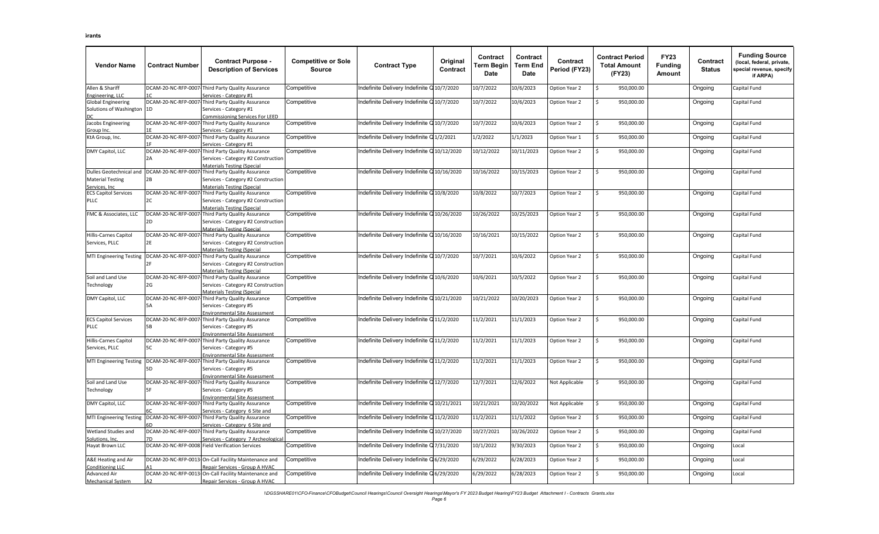| Vendor Name | Contract Number | Contract Purpose - Description of Services | Competitive or Sole Source | Contract Type | Original Contract | Contract Term Begin Date | Contract Term End Date | Contract Period (FY23) | Contract Period Total Amount (FY23) | FY23 Funding Amount | Contract Status | Funding Source (local, federal, private, special revenue, specify if ARPA) |
|---|---|---|---|---|---|---|---|---|---|---|---|---|
| Allen & Shariff Engineering, LLC | DCAM-20-NC-RFP-0007-1C | Third Party Quality Assurance Services - Category #1 | Competitive | Indefinite Delivery Indefinite Q | 10/7/2020 | 10/7/2022 | 10/6/2023 | Option Year 2 | $ 950,000.00 | | Ongoing | Capital Fund |
| Global Engineering Solutions of Washington DC | DCAM-20-NC-RFP-0007-1D | Third Party Quality Assurance Services - Category #1 Commissioning Services For LEED | Competitive | Indefinite Delivery Indefinite Q | 10/7/2020 | 10/7/2022 | 10/6/2023 | Option Year 2 | $ 950,000.00 | | Ongoing | Capital Fund |
| Jacobs Engineering Group Inc. | DCAM-20-NC-RFP-0007-1E | Third Party Quality Assurance Services - Category #1 | Competitive | Indefinite Delivery Indefinite Q | 10/7/2020 | 10/7/2022 | 10/6/2023 | Option Year 2 | $ 950,000.00 | | Ongoing | Capital Fund |
| KtA Group, Inc. | DCAM-20-NC-RFP-0007-1F | Third Party Quality Assurance Services - Category #1 | Competitive | Indefinite Delivery Indefinite Q | 1/2/2021 | 1/2/2022 | 1/1/2023 | Option Year 1 | $ 950,000.00 | | Ongoing | Capital Fund |
| DMY Capitol, LLC | DCAM-20-NC-RFP-0007-2A | Third Party Quality Assurance Services - Category #2 Construction Materials Testing (Special | Competitive | Indefinite Delivery Indefinite Q | 10/12/2020 | 10/12/2022 | 10/11/2023 | Option Year 2 | $ 950,000.00 | | Ongoing | Capital Fund |
| Dulles Geotechnical and Material Testing Services, Inc | DCAM-20-NC-RFP-0007-2B | Third Party Quality Assurance Services - Category #2 Construction Materials Testing (Special | Competitive | Indefinite Delivery Indefinite Q | 10/16/2020 | 10/16/2022 | 10/15/2023 | Option Year 2 | $ 950,000.00 | | Ongoing | Capital Fund |
| ECS Capitol Services PLLC | DCAM-20-NC-RFP-0007-2C | Third Party Quality Assurance Services - Category #2 Construction Materials Testing (Special | Competitive | Indefinite Delivery Indefinite Q | 10/8/2020 | 10/8/2022 | 10/7/2023 | Option Year 2 | $ 950,000.00 | | Ongoing | Capital Fund |
| FMC & Associates, LLC | DCAM-20-NC-RFP-0007-2D | Third Party Quality Assurance Services - Category #2 Construction Materials Testing (Special | Competitive | Indefinite Delivery Indefinite Q | 10/26/2020 | 10/26/2022 | 10/25/2023 | Option Year 2 | $ 950,000.00 | | Ongoing | Capital Fund |
| Hillis-Carnes Capitol Services, PLLC | DCAM-20-NC-RFP-0007-2E | Third Party Quality Assurance Services - Category #2 Construction Materials Testing (Special | Competitive | Indefinite Delivery Indefinite Q | 10/16/2020 | 10/16/2021 | 10/15/2022 | Option Year 2 | $ 950,000.00 | | Ongoing | Capital Fund |
| MTI Engineering Testing | DCAM-20-NC-RFP-0007-2F | Third Party Quality Assurance Services - Category #2 Construction Materials Testing (Special | Competitive | Indefinite Delivery Indefinite Q | 10/7/2020 | 10/7/2021 | 10/6/2022 | Option Year 2 | $ 950,000.00 | | Ongoing | Capital Fund |
| Soil and Land Use Technology | DCAM-20-NC-RFP-0007-2G | Third Party Quality Assurance Services - Category #2 Construction Materials Testing (Special | Competitive | Indefinite Delivery Indefinite Q | 10/6/2020 | 10/6/2021 | 10/5/2022 | Option Year 2 | $ 950,000.00 | | Ongoing | Capital Fund |
| DMY Capitol, LLC | DCAM-20-NC-RFP-0007-5A | Third Party Quality Assurance Services - Category #5 Environmental Site Assessment | Competitive | Indefinite Delivery Indefinite Q | 10/21/2020 | 10/21/2022 | 10/20/2023 | Option Year 2 | $ 950,000.00 | | Ongoing | Capital Fund |
| ECS Capitol Services PLLC | DCAM-20-NC-RFP-0007-5B | Third Party Quality Assurance Services - Category #5 Environmental Site Assessment | Competitive | Indefinite Delivery Indefinite Q | 11/2/2020 | 11/2/2021 | 11/1/2023 | Option Year 2 | $ 950,000.00 | | Ongoing | Capital Fund |
| Hillis-Carnes Capitol Services, PLLC | DCAM-20-NC-RFP-0007-5C | Third Party Quality Assurance Services - Category #5 Environmental Site Assessment | Competitive | Indefinite Delivery Indefinite Q | 11/2/2020 | 11/2/2021 | 11/1/2023 | Option Year 2 | $ 950,000.00 | | Ongoing | Capital Fund |
| MTI Engineering Testing | DCAM-20-NC-RFP-0007-5D | Third Party Quality Assurance Services - Category #5 Environmental Site Assessment | Competitive | Indefinite Delivery Indefinite Q | 11/2/2020 | 11/2/2021 | 11/1/2023 | Option Year 2 | $ 950,000.00 | | Ongoing | Capital Fund |
| Soil and Land Use Technology | DCAM-20-NC-RFP-0007-5F | Third Party Quality Assurance Services - Category #5 Environmental Site Assessment | Competitive | Indefinite Delivery Indefinite Q | 12/7/2020 | 12/7/2021 | 12/6/2022 | Not Applicable | $ 950,000.00 | | Ongoing | Capital Fund |
| DMY Capitol, LLC | DCAM-20-NC-RFP-0007-6C | Third Party Quality Assurance Services - Category 6 Site and | Competitive | Indefinite Delivery Indefinite Q | 10/21/2021 | 10/21/2021 | 10/20/2022 | Not Applicable | $ 950,000.00 | | Ongoing | Capital Fund |
| MTI Engineering Testing | DCAM-20-NC-RFP-0007-6D | Third Party Quality Assurance Services - Category 6 Site and | Competitive | Indefinite Delivery Indefinite Q | 11/2/2020 | 11/2/2021 | 11/1/2022 | Option Year 2 | $ 950,000.00 | | Ongoing | Capital Fund |
| Wetland Studies and Solutions, Inc. | DCAM-20-NC-RFP-0007-7D | Third Party Quality Assurance Services - Category 7 Archeological | Competitive | Indefinite Delivery Indefinite Q | 10/27/2020 | 10/27/2021 | 10/26/2022 | Option Year 2 | $ 950,000.00 | | Ongoing | Capital Fund |
| Hayat Brown LLC | DCAM-20-NC-RFP-0008 | Field Verification Services | Competitive | Indefinite Delivery Indefinite Q | 7/31/2020 | 10/1/2022 | 9/30/2023 | Option Year 2 | $ 950,000.00 | | Ongoing | Local |
| A&E Heating and Air Conditioning LLC | DCAM-20-NC-RFP-0013-A1 | On-Call Facility Maintenance and Repair Services - Group A HVAC | Competitive | Indefinite Delivery Indefinite Q | 6/29/2020 | 6/29/2022 | 6/28/2023 | Option Year 2 | $ 950,000.00 | | Ongoing | Local |
| Advanced Air Mechanical System | DCAM-20-NC-RFP-0013-A2 | On-Call Facility Maintenance and Repair Services - Group A HVAC | Competitive | Indefinite Delivery Indefinite Q | 6/29/2020 | 6/29/2022 | 6/28/2023 | Option Year 2 | $ 950,000.00 | | Ongoing | Local |

\\DGSSHARE01\CFO-Finance\CFOBudget\Council Hearings\Council Oversight Hearings\Mayor's FY 2023 Budget Hearing\FY23 Budget Attachment I - Contracts Grants.xlsx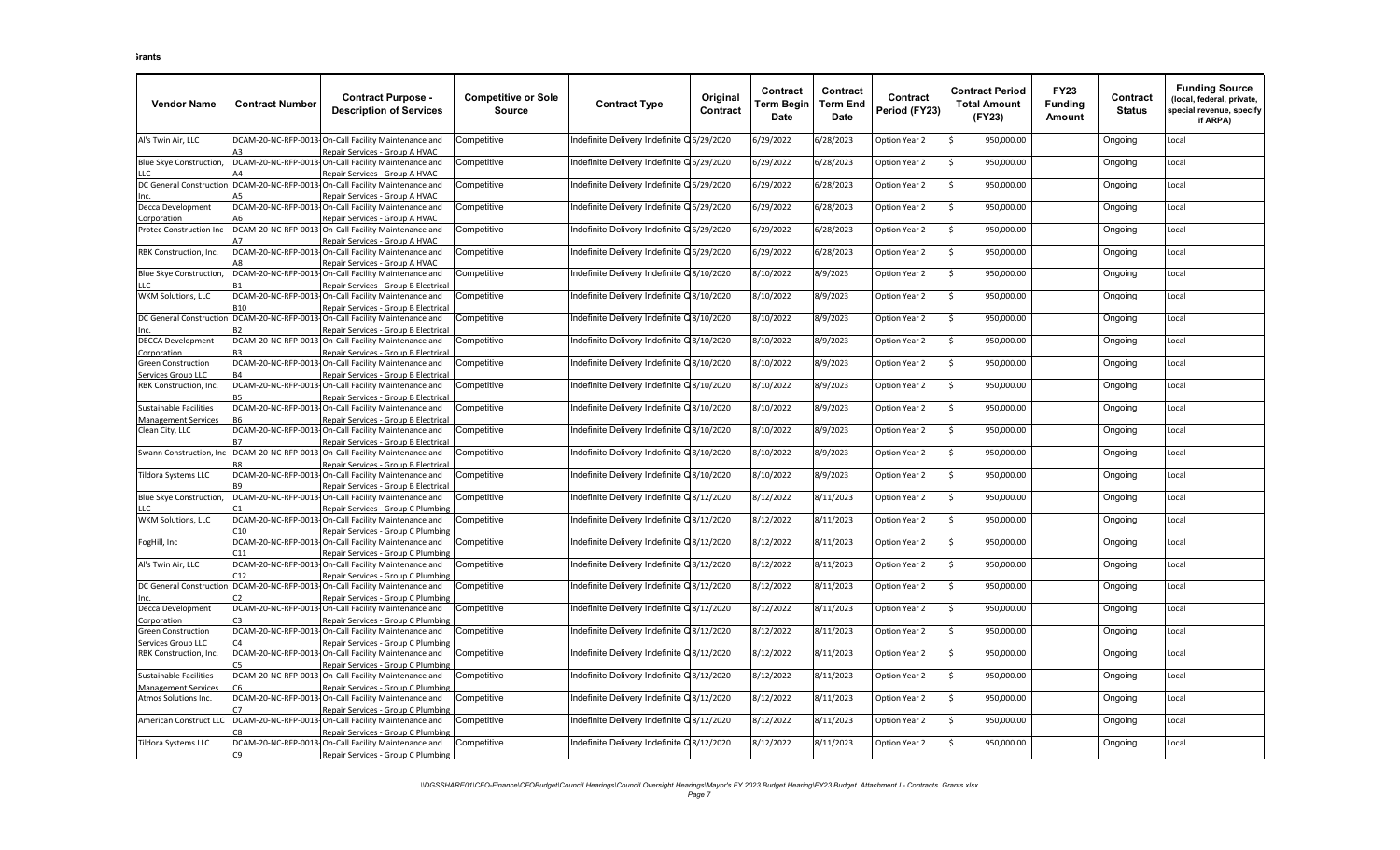| Vendor Name | Contract Number | Contract Purpose - Description of Services | Competitive or Sole Source | Contract Type | Original Contract | Contract Term Begin Date | Contract Term End Date | Contract Period (FY23) | Contract Period Total Amount (FY23) | FY23 Funding Amount | Contract Status | Funding Source (local, federal, private, special revenue, specify if ARPA) |
|---|---|---|---|---|---|---|---|---|---|---|---|---|
| Al's Twin Air, LLC | DCAM-20-NC-RFP-0013-A3 | On-Call Facility Maintenance and Repair Services - Group A HVAC | Competitive | Indefinite Delivery Indefinite Q | 6/29/2020 | 6/29/2022 | 6/28/2023 | Option Year 2 | $ 950,000.00 | | Ongoing | Local |
| Blue Skye Construction, LLC | DCAM-20-NC-RFP-0013-A4 | On-Call Facility Maintenance and Repair Services - Group A HVAC | Competitive | Indefinite Delivery Indefinite Q | 6/29/2020 | 6/29/2022 | 6/28/2023 | Option Year 2 | $ 950,000.00 | | Ongoing | Local |
| DC General Construction Inc. | DCAM-20-NC-RFP-0013-A5 | On-Call Facility Maintenance and Repair Services - Group A HVAC | Competitive | Indefinite Delivery Indefinite Q | 6/29/2020 | 6/29/2022 | 6/28/2023 | Option Year 2 | $ 950,000.00 | | Ongoing | Local |
| Decca Development Corporation | DCAM-20-NC-RFP-0013-A6 | On-Call Facility Maintenance and Repair Services - Group A HVAC | Competitive | Indefinite Delivery Indefinite Q | 6/29/2020 | 6/29/2022 | 6/28/2023 | Option Year 2 | $ 950,000.00 | | Ongoing | Local |
| Protec Construction Inc | DCAM-20-NC-RFP-0013-A7 | On-Call Facility Maintenance and Repair Services - Group A HVAC | Competitive | Indefinite Delivery Indefinite Q | 6/29/2020 | 6/29/2022 | 6/28/2023 | Option Year 2 | $ 950,000.00 | | Ongoing | Local |
| RBK Construction, Inc. | DCAM-20-NC-RFP-0013-A8 | On-Call Facility Maintenance and Repair Services - Group A HVAC | Competitive | Indefinite Delivery Indefinite Q | 6/29/2020 | 6/29/2022 | 6/28/2023 | Option Year 2 | $ 950,000.00 | | Ongoing | Local |
| Blue Skye Construction, LLC | DCAM-20-NC-RFP-0013-B1 | On-Call Facility Maintenance and Repair Services - Group B Electrical | Competitive | Indefinite Delivery Indefinite Q | 8/10/2020 | 8/10/2022 | 8/9/2023 | Option Year 2 | $ 950,000.00 | | Ongoing | Local |
| WKM Solutions, LLC | DCAM-20-NC-RFP-0013-B10 | On-Call Facility Maintenance and Repair Services - Group B Electrical | Competitive | Indefinite Delivery Indefinite Q | 8/10/2020 | 8/10/2022 | 8/9/2023 | Option Year 2 | $ 950,000.00 | | Ongoing | Local |
| DC General Construction Inc. | DCAM-20-NC-RFP-0013-B2 | On-Call Facility Maintenance and Repair Services - Group B Electrical | Competitive | Indefinite Delivery Indefinite Q | 8/10/2020 | 8/10/2022 | 8/9/2023 | Option Year 2 | $ 950,000.00 | | Ongoing | Local |
| DECCA Development Corporation | DCAM-20-NC-RFP-0013-B3 | On-Call Facility Maintenance and Repair Services - Group B Electrical | Competitive | Indefinite Delivery Indefinite Q | 8/10/2020 | 8/10/2022 | 8/9/2023 | Option Year 2 | $ 950,000.00 | | Ongoing | Local |
| Green Construction Services Group LLC | DCAM-20-NC-RFP-0013-B4 | On-Call Facility Maintenance and Repair Services - Group B Electrical | Competitive | Indefinite Delivery Indefinite Q | 8/10/2020 | 8/10/2022 | 8/9/2023 | Option Year 2 | $ 950,000.00 | | Ongoing | Local |
| RBK Construction, Inc. | DCAM-20-NC-RFP-0013-B5 | On-Call Facility Maintenance and Repair Services - Group B Electrical | Competitive | Indefinite Delivery Indefinite Q | 8/10/2020 | 8/10/2022 | 8/9/2023 | Option Year 2 | $ 950,000.00 | | Ongoing | Local |
| Sustainable Facilities Management Services | DCAM-20-NC-RFP-0013-B6 | On-Call Facility Maintenance and Repair Services - Group B Electrical | Competitive | Indefinite Delivery Indefinite Q | 8/10/2020 | 8/10/2022 | 8/9/2023 | Option Year 2 | $ 950,000.00 | | Ongoing | Local |
| Clean City, LLC | DCAM-20-NC-RFP-0013-B7 | On-Call Facility Maintenance and Repair Services - Group B Electrical | Competitive | Indefinite Delivery Indefinite Q | 8/10/2020 | 8/10/2022 | 8/9/2023 | Option Year 2 | $ 950,000.00 | | Ongoing | Local |
| Swann Construction, Inc | DCAM-20-NC-RFP-0013-B8 | On-Call Facility Maintenance and Repair Services - Group B Electrical | Competitive | Indefinite Delivery Indefinite Q | 8/10/2020 | 8/10/2022 | 8/9/2023 | Option Year 2 | $ 950,000.00 | | Ongoing | Local |
| Tildora Systems LLC | DCAM-20-NC-RFP-0013-B9 | On-Call Facility Maintenance and Repair Services - Group B Electrical | Competitive | Indefinite Delivery Indefinite Q | 8/10/2020 | 8/10/2022 | 8/9/2023 | Option Year 2 | $ 950,000.00 | | Ongoing | Local |
| Blue Skye Construction, LLC | DCAM-20-NC-RFP-0013-C1 | On-Call Facility Maintenance and Repair Services - Group C Plumbing | Competitive | Indefinite Delivery Indefinite Q | 8/12/2020 | 8/12/2022 | 8/11/2023 | Option Year 2 | $ 950,000.00 | | Ongoing | Local |
| WKM Solutions, LLC | DCAM-20-NC-RFP-0013-C10 | On-Call Facility Maintenance and Repair Services - Group C Plumbing | Competitive | Indefinite Delivery Indefinite Q | 8/12/2020 | 8/12/2022 | 8/11/2023 | Option Year 2 | $ 950,000.00 | | Ongoing | Local |
| FogHill, Inc | DCAM-20-NC-RFP-0013-C11 | On-Call Facility Maintenance and Repair Services - Group C Plumbing | Competitive | Indefinite Delivery Indefinite Q | 8/12/2020 | 8/12/2022 | 8/11/2023 | Option Year 2 | $ 950,000.00 | | Ongoing | Local |
| Al's Twin Air, LLC | DCAM-20-NC-RFP-0013-C12 | On-Call Facility Maintenance and Repair Services - Group C Plumbing | Competitive | Indefinite Delivery Indefinite Q | 8/12/2020 | 8/12/2022 | 8/11/2023 | Option Year 2 | $ 950,000.00 | | Ongoing | Local |
| DC General Construction Inc. | DCAM-20-NC-RFP-0013-C2 | On-Call Facility Maintenance and Repair Services - Group C Plumbing | Competitive | Indefinite Delivery Indefinite Q | 8/12/2020 | 8/12/2022 | 8/11/2023 | Option Year 2 | $ 950,000.00 | | Ongoing | Local |
| Decca Development Corporation | DCAM-20-NC-RFP-0013-C3 | On-Call Facility Maintenance and Repair Services - Group C Plumbing | Competitive | Indefinite Delivery Indefinite Q | 8/12/2020 | 8/12/2022 | 8/11/2023 | Option Year 2 | $ 950,000.00 | | Ongoing | Local |
| Green Construction Services Group LLC | DCAM-20-NC-RFP-0013-C4 | On-Call Facility Maintenance and Repair Services - Group C Plumbing | Competitive | Indefinite Delivery Indefinite Q | 8/12/2020 | 8/12/2022 | 8/11/2023 | Option Year 2 | $ 950,000.00 | | Ongoing | Local |
| RBK Construction, Inc. | DCAM-20-NC-RFP-0013-C5 | On-Call Facility Maintenance and Repair Services - Group C Plumbing | Competitive | Indefinite Delivery Indefinite Q | 8/12/2020 | 8/12/2022 | 8/11/2023 | Option Year 2 | $ 950,000.00 | | Ongoing | Local |
| Sustainable Facilities Management Services | DCAM-20-NC-RFP-0013-C6 | On-Call Facility Maintenance and Repair Services - Group C Plumbing | Competitive | Indefinite Delivery Indefinite Q | 8/12/2020 | 8/12/2022 | 8/11/2023 | Option Year 2 | $ 950,000.00 | | Ongoing | Local |
| Atmos Solutions Inc. | DCAM-20-NC-RFP-0013-C7 | On-Call Facility Maintenance and Repair Services - Group C Plumbing | Competitive | Indefinite Delivery Indefinite Q | 8/12/2020 | 8/12/2022 | 8/11/2023 | Option Year 2 | $ 950,000.00 | | Ongoing | Local |
| American Construct LLC | DCAM-20-NC-RFP-0013-C8 | On-Call Facility Maintenance and Repair Services - Group C Plumbing | Competitive | Indefinite Delivery Indefinite Q | 8/12/2020 | 8/12/2022 | 8/11/2023 | Option Year 2 | $ 950,000.00 | | Ongoing | Local |
| Tildora Systems LLC | DCAM-20-NC-RFP-0013-C9 | On-Call Facility Maintenance and Repair Services - Group C Plumbing | Competitive | Indefinite Delivery Indefinite Q | 8/12/2020 | 8/12/2022 | 8/11/2023 | Option Year 2 | $ 950,000.00 | | Ongoing | Local |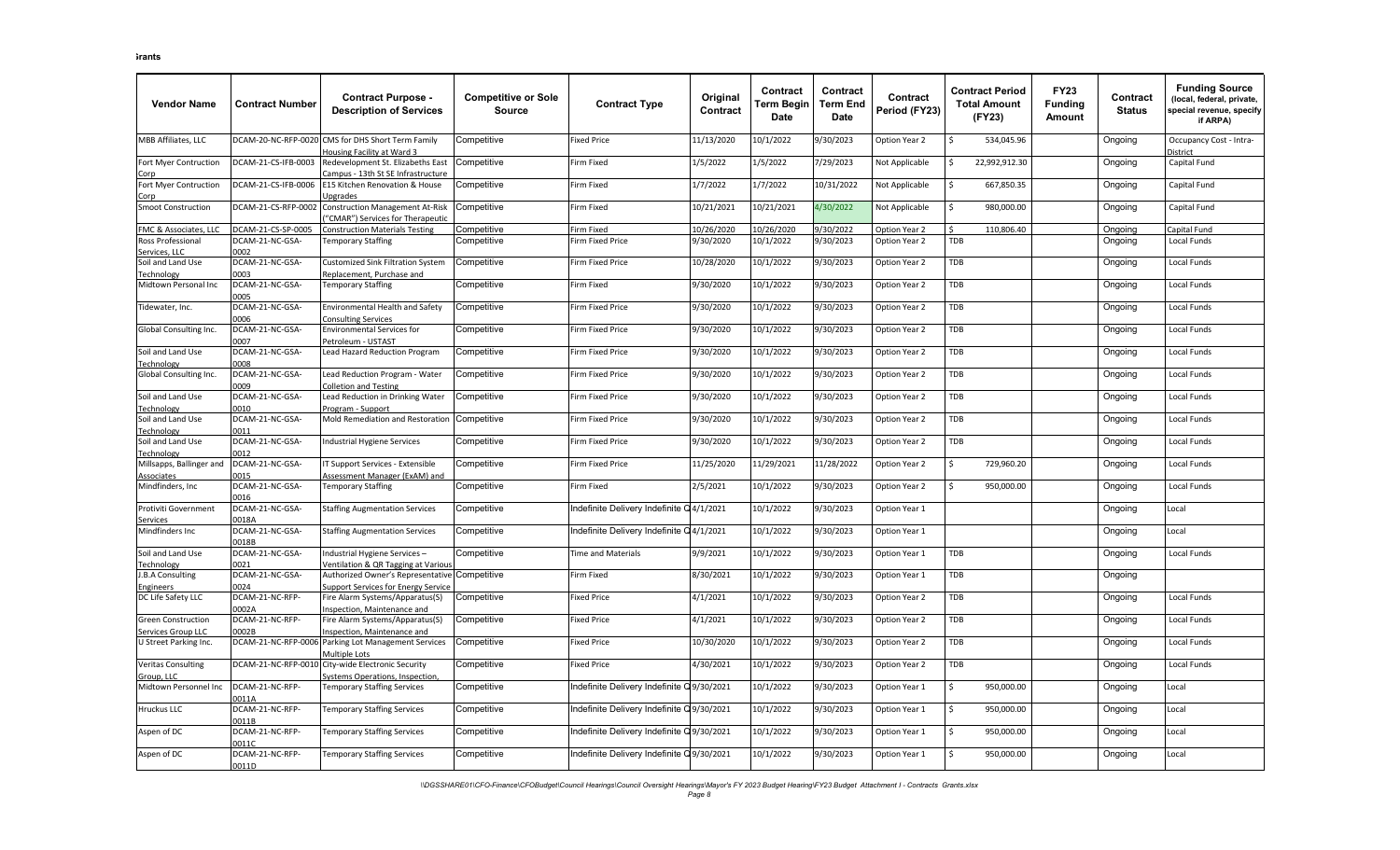**Grants**

| Vendor Name | Contract Number | Contract Purpose - Description of Services | Competitive or Sole Source | Contract Type | Original Contract | Contract Term Begin Date | Contract Term End Date | Contract Period (FY23) | Contract Period Total Amount (FY23) | FY23 Funding Amount | Contract Status | Funding Source (local, federal, private, special revenue, specify if ARPA) |
|---|---|---|---|---|---|---|---|---|---|---|---|---|
| MBB Affiliates, LLC | DCAM-20-NC-RFP-0020 | CMS for DHS Short Term Family Housing Facility at Ward 3 | Competitive | Fixed Price | 11/13/2020 | 10/1/2022 | 9/30/2023 | Option Year 2 | $ 534,045.96 | | Ongoing | Occupancy Cost - Intra-District |
| Fort Myer Contruction Corp | DCAM-21-CS-IFB-0003 | Redevelopment St. Elizabeths East Campus - 13th St SE Infrastructure | Competitive | Firm Fixed | 1/5/2022 | 1/5/2022 | 7/29/2023 | Not Applicable | $ 22,992,912.30 | | Ongoing | Capital Fund |
| Fort Myer Contruction Corp | DCAM-21-CS-IFB-0006 | E15 Kitchen Renovation & House Upgrades | Competitive | Firm Fixed | 1/7/2022 | 1/7/2022 | 10/31/2022 | Not Applicable | $ 667,850.35 | | Ongoing | Capital Fund |
| Smoot Construction | DCAM-21-CS-RFP-0002 | Construction Management At-Risk ("CMAR") Services for Therapeutic | Competitive | Firm Fixed | 10/21/2021 | 10/21/2021 | 4/30/2022 | Not Applicable | $ 980,000.00 | | Ongoing | Capital Fund |
| FMC & Associates, LLC | DCAM-21-CS-SP-0005 | Construction Materials Testing | Competitive | Firm Fixed | 10/26/2020 | 10/26/2020 | 9/30/2022 | Option Year 2 | $ 110,806.40 | | Ongoing | Capital Fund |
| Ross Professional Services, LLC | DCAM-21-NC-GSA-0002 | Temporary Staffing | Competitive | Firm Fixed Price | 9/30/2020 | 10/1/2022 | 9/30/2023 | Option Year 2 | TDB | | Ongoing | Local Funds |
| Soil and Land Use Technology | DCAM-21-NC-GSA-0003 | Customized Sink Filtration System Replacement, Purchase and | Competitive | Firm Fixed Price | 10/28/2020 | 10/1/2022 | 9/30/2023 | Option Year 2 | TDB | | Ongoing | Local Funds |
| Midtown Personal Inc | DCAM-21-NC-GSA-0005 | Temporary Staffing | Competitive | Firm Fixed | 9/30/2020 | 10/1/2022 | 9/30/2023 | Option Year 2 | TDB | | Ongoing | Local Funds |
| Tidewater, Inc. | DCAM-21-NC-GSA-0006 | Environmental Health and Safety Consulting Services | Competitive | Firm Fixed Price | 9/30/2020 | 10/1/2022 | 9/30/2023 | Option Year 2 | TDB | | Ongoing | Local Funds |
| Global Consulting Inc. | DCAM-21-NC-GSA-0007 | Environmental Services for Petroleum - USTAST | Competitive | Firm Fixed Price | 9/30/2020 | 10/1/2022 | 9/30/2023 | Option Year 2 | TDB | | Ongoing | Local Funds |
| Soil and Land Use Technology | DCAM-21-NC-GSA-0008 | Lead Hazard Reduction Program | Competitive | Firm Fixed Price | 9/30/2020 | 10/1/2022 | 9/30/2023 | Option Year 2 | TDB | | Ongoing | Local Funds |
| Global Consulting Inc. | DCAM-21-NC-GSA-0009 | Lead Reduction Program - Water Colletion and Testing | Competitive | Firm Fixed Price | 9/30/2020 | 10/1/2022 | 9/30/2023 | Option Year 2 | TDB | | Ongoing | Local Funds |
| Soil and Land Use Technology | DCAM-21-NC-GSA-0010 | Lead Reduction in Drinking Water Program - Support | Competitive | Firm Fixed Price | 9/30/2020 | 10/1/2022 | 9/30/2023 | Option Year 2 | TDB | | Ongoing | Local Funds |
| Soil and Land Use Technology | DCAM-21-NC-GSA-0011 | Mold Remediation and Restoration | Competitive | Firm Fixed Price | 9/30/2020 | 10/1/2022 | 9/30/2023 | Option Year 2 | TDB | | Ongoing | Local Funds |
| Soil and Land Use Technology | DCAM-21-NC-GSA-0012 | Industrial Hygiene Services | Competitive | Firm Fixed Price | 9/30/2020 | 10/1/2022 | 9/30/2023 | Option Year 2 | TDB | | Ongoing | Local Funds |
| Millsapps, Ballinger and Associates | DCAM-21-NC-GSA-0015 | IT Support Services - Extensible Assessment Manager (ExAM) and | Competitive | Firm Fixed Price | 11/25/2020 | 11/29/2021 | 11/28/2022 | Option Year 2 | $ 729,960.20 | | Ongoing | Local Funds |
| Mindfinders, Inc | DCAM-21-NC-GSA-0016 | Temporary Staffing | Competitive | Firm Fixed | 2/5/2021 | 10/1/2022 | 9/30/2023 | Option Year 2 | $ 950,000.00 | | Ongoing | Local Funds |
| Protiviti Government Services | DCAM-21-NC-GSA-0018A | Staffing Augmentation Services | Competitive | Indefinite Delivery Indefinite Q | 4/1/2021 | 10/1/2022 | 9/30/2023 | Option Year 1 | | | Ongoing | Local |
| Mindfinders Inc | DCAM-21-NC-GSA-0018B | Staffing Augmentation Services | Competitive | Indefinite Delivery Indefinite Q | 4/1/2021 | 10/1/2022 | 9/30/2023 | Option Year 1 | | | Ongoing | Local |
| Soil and Land Use Technology | DCAM-21-NC-GSA-0021 | Industrial Hygiene Services – Ventilation & QR Tagging at Various | Competitive | Time and Materials | 9/9/2021 | 10/1/2022 | 9/30/2023 | Option Year 1 | TDB | | Ongoing | Local Funds |
| J.B.A Consulting Engineers | DCAM-21-NC-GSA-0024 | Authorized Owner's Representative Support Services for Energy Service | Competitive | Firm Fixed | 8/30/2021 | 10/1/2022 | 9/30/2023 | Option Year 1 | TDB | | Ongoing | |
| DC Life Safety LLC | DCAM-21-NC-RFP-0002A | Fire Alarm Systems/Apparatus(S) Inspection, Maintenance and | Competitive | Fixed Price | 4/1/2021 | 10/1/2022 | 9/30/2023 | Option Year 2 | TDB | | Ongoing | Local Funds |
| Green Construction Services Group LLC | DCAM-21-NC-RFP-0002B | Fire Alarm Systems/Apparatus(S) Inspection, Maintenance and | Competitive | Fixed Price | 4/1/2021 | 10/1/2022 | 9/30/2023 | Option Year 2 | TDB | | Ongoing | Local Funds |
| U Street Parking Inc. | DCAM-21-NC-RFP-0006 | Parking Lot Management Services Multiple Lots | Competitive | Fixed Price | 10/30/2020 | 10/1/2022 | 9/30/2023 | Option Year 2 | TDB | | Ongoing | Local Funds |
| Veritas Consulting Group, LLC | DCAM-21-NC-RFP-0010 | City-wide Electronic Security Systems Operations, Inspection, | Competitive | Fixed Price | 4/30/2021 | 10/1/2022 | 9/30/2023 | Option Year 2 | TDB | | Ongoing | Local Funds |
| Midtown Personnel Inc | DCAM-21-NC-RFP-0011A | Temporary Staffing Services | Competitive | Indefinite Delivery Indefinite Q | 9/30/2021 | 10/1/2022 | 9/30/2023 | Option Year 1 | $ 950,000.00 | | Ongoing | Local |
| Hruckus LLC | DCAM-21-NC-RFP-0011B | Temporary Staffing Services | Competitive | Indefinite Delivery Indefinite Q | 9/30/2021 | 10/1/2022 | 9/30/2023 | Option Year 1 | $ 950,000.00 | | Ongoing | Local |
| Aspen of DC | DCAM-21-NC-RFP-0011C | Temporary Staffing Services | Competitive | Indefinite Delivery Indefinite Q | 9/30/2021 | 10/1/2022 | 9/30/2023 | Option Year 1 | $ 950,000.00 | | Ongoing | Local |
| Aspen of DC | DCAM-21-NC-RFP-0011D | Temporary Staffing Services | Competitive | Indefinite Delivery Indefinite Q | 9/30/2021 | 10/1/2022 | 9/30/2023 | Option Year 1 | $ 950,000.00 | | Ongoing | Local |

\\DGSSHARE01\CFO-Finance\CFOBudget\Council Hearings\Council Oversight Hearings\Mayor's FY 2023 Budget Hearing\FY23 Budget Attachment I - Contracts Grants.xlsx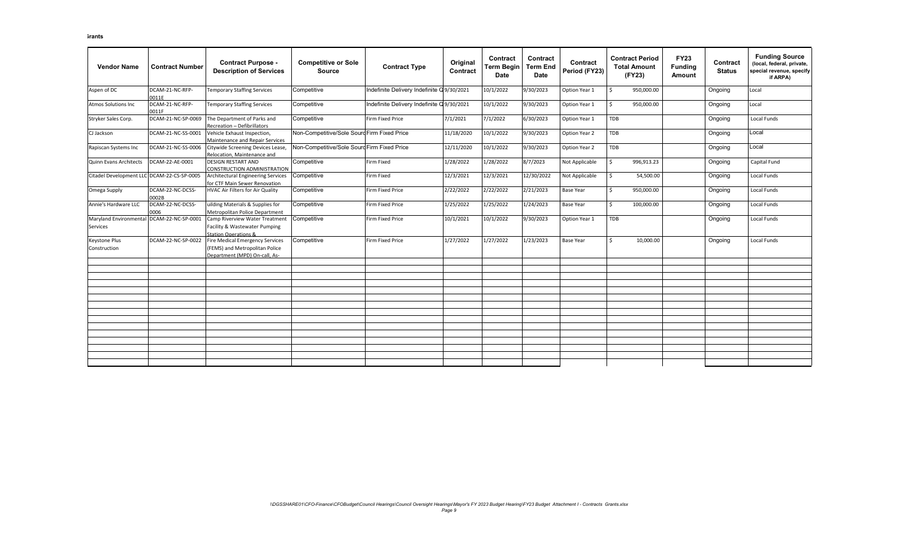Grants

| Vendor Name | Contract Number | Contract Purpose - Description of Services | Competitive or Sole Source | Contract Type | Original Contract | Contract Term Begin Date | Contract Term End Date | Contract Period (FY23) | Contract Period Total Amount (FY23) | FY23 Funding Amount | Contract Status | Funding Source (local, federal, private, special revenue, specify if ARPA) |
|---|---|---|---|---|---|---|---|---|---|---|---|---|
| Aspen of DC | DCAM-21-NC-RFP-0011E | Temporary Staffing Services | Competitive | Indefinite Delivery Indefinite Q | 9/30/2021 | 10/1/2022 | 9/30/2023 | Option Year 1 | $ 950,000.00 | | Ongoing | Local |
| Atmos Solutions Inc | DCAM-21-NC-RFP-0011F | Temporary Staffing Services | Competitive | Indefinite Delivery Indefinite Q | 9/30/2021 | 10/1/2022 | 9/30/2023 | Option Year 1 | $ 950,000.00 | | Ongoing | Local |
| Stryker Sales Corp. | DCAM-21-NC-SP-0069 | The Department of Parks and Recreation – Defibrillators | Competitive | Firm Fixed Price | 7/1/2021 | 7/1/2022 | 6/30/2023 | Option Year 1 | TDB | | Ongoing | Local Funds |
| CJ Jackson | DCAM-21-NC-SS-0001 | Vehicle Exhaust Inspection, Maintenance and Repair Services | Non-Competitive/Sole Sourc | Firm Fixed Price | 11/18/2020 | 10/1/2022 | 9/30/2023 | Option Year 2 | TDB | | Ongoing | Local |
| Rapiscan Systems Inc | DCAM-21-NC-SS-0006 | Citywide Screening Devices Lease, Relocation, Maintenance and | Non-Competitive/Sole Sourc | Firm Fixed Price | 12/11/2020 | 10/1/2022 | 9/30/2023 | Option Year 2 | TDB | | Ongoing | Local |
| Quinn Evans Architects | DCAM-22-AE-0001 | DESIGN RESTART AND CONSTRUCTION ADMINISTRATION | Competitive | Firm Fixed | 1/28/2022 | 1/28/2022 | 8/7/2023 | Not Applicable | $ 996,913.23 | | Ongoing | Capital Fund |
| Citadel Development LLC | DCAM-22-CS-SP-0005 | Architectural Engineering Services for CTF Main Sewer Renovation | Competitive | Firm Fixed | 12/3/2021 | 12/3/2021 | 12/30/2022 | Not Applicable | $ 54,500.00 | | Ongoing | Local Funds |
| Omega Supply | DCAM-22-NC-DCSS-0002B | HVAC Air Filters for Air Quality | Competitive | Firm Fixed Price | 2/22/2022 | 2/22/2022 | 2/21/2023 | Base Year | $ 950,000.00 | | Ongoing | Local Funds |
| Annie's Hardware LLC | DCAM-22-NC-DCSS-0006 | uilding Materials & Supplies for Metropolitan Police Department | Competitive | Firm Fixed Price | 1/25/2022 | 1/25/2022 | 1/24/2023 | Base Year | $ 100,000.00 | | Ongoing | Local Funds |
| Maryland Environmental Services | DCAM-22-NC-SP-0001 | Camp Riverview Water Treatment Facility & Wastewater Pumping Station Operations & | Competitive | Firm Fixed Price | 10/1/2021 | 10/1/2022 | 9/30/2023 | Option Year 1 | TDB | | Ongoing | Local Funds |
| Keystone Plus Construction | DCAM-22-NC-SP-0022 | Fire Medical Emergency Services (FEMS) and Metropolitan Police Department (MPD) On-call, As- | Competitive | Firm Fixed Price | 1/27/2022 | 1/27/2022 | 1/23/2023 | Base Year | $ 10,000.00 | | Ongoing | Local Funds |

\\DGSSHARE01\CFO-Finance\CFOBudget\Council Hearings\Council Oversight Hearings\Mayor's FY 2023 Budget Hearing\FY23 Budget Attachment I - Contracts Grants.xlsx